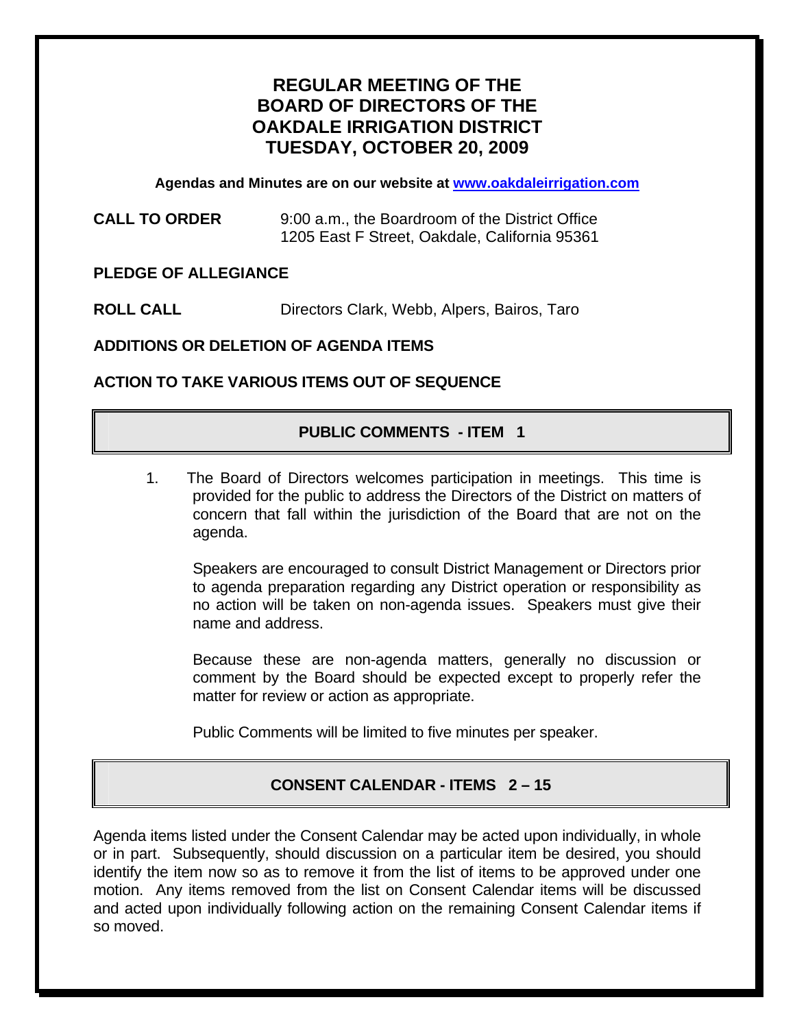# REGULAR MEETING OF THE BOARD OF DIRECTORS OF THE OAKDALE IRRIGATION DISTRICT TUESDAY, OCTOBER 20, 2009

**Agendas and Minutes are on our website at [www.oakdaleirrigation.com](http://www.oakdaleirrigation.com)**

**CALL TO ORDER** 9:00 a.m., the Boardroom of the District Office
1205 East F Street, Oakdale, California 95361

**PLEDGE OF ALLEGIANCE**

**ROLL CALL** Directors Clark, Webb, Alpers, Bairos, Taro

**ADDITIONS OR DELETION OF AGENDA ITEMS**

**ACTION TO TAKE VARIOUS ITEMS OUT OF SEQUENCE**

## PUBLIC COMMENTS - ITEM 1

1. The Board of Directors welcomes participation in meetings. This time is provided for the public to address the Directors of the District on matters of concern that fall within the jurisdiction of the Board that are not on the agenda.

   Speakers are encouraged to consult District Management or Directors prior to agenda preparation regarding any District operation or responsibility as no action will be taken on non-agenda issues. Speakers must give their name and address.

   Because these are non-agenda matters, generally no discussion or comment by the Board should be expected except to properly refer the matter for review or action as appropriate.

   Public Comments will be limited to five minutes per speaker.

## CONSENT CALENDAR - ITEMS 2 – 15

Agenda items listed under the Consent Calendar may be acted upon individually, in whole or in part. Subsequently, should discussion on a particular item be desired, you should identify the item now so as to remove it from the list of items to be approved under one motion. Any items removed from the list on Consent Calendar items will be discussed and acted upon individually following action on the remaining Consent Calendar items if so moved.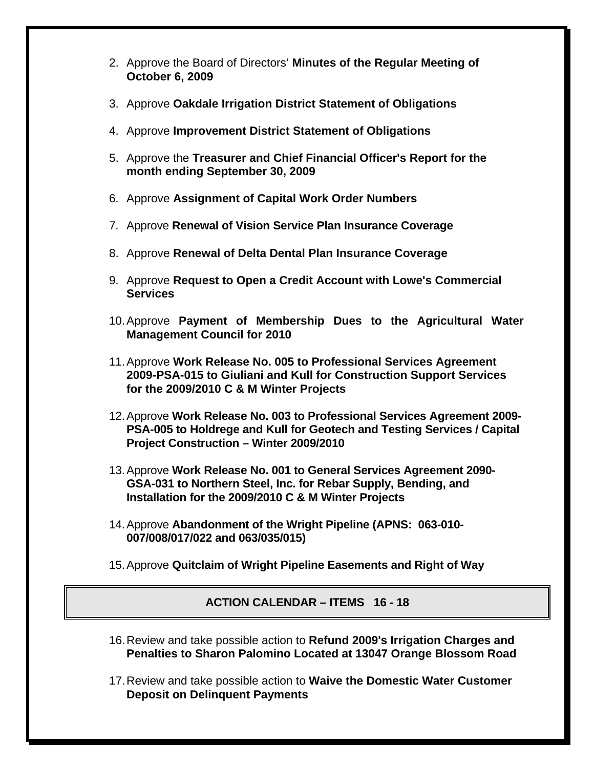2. Approve the Board of Directors' **Minutes of the Regular Meeting of October 6, 2009**

3. Approve **Oakdale Irrigation District Statement of Obligations**

4. Approve **Improvement District Statement of Obligations**

5. Approve the **Treasurer and Chief Financial Officer's Report for the month ending September 30, 2009**

6. Approve **Assignment of Capital Work Order Numbers**

7. Approve **Renewal of Vision Service Plan Insurance Coverage**

8. Approve **Renewal of Delta Dental Plan Insurance Coverage**

9. Approve **Request to Open a Credit Account with Lowe's Commercial Services**

10. Approve **Payment of Membership Dues to the Agricultural Water Management Council for 2010**

11. Approve **Work Release No. 005 to Professional Services Agreement 2009-PSA-015 to Giuliani and Kull for Construction Support Services for the 2009/2010 C & M Winter Projects**

12. Approve **Work Release No. 003 to Professional Services Agreement 2009-PSA-005 to Holdrege and Kull for Geotech and Testing Services / Capital Project Construction – Winter 2009/2010**

13. Approve **Work Release No. 001 to General Services Agreement 2090-GSA-031 to Northern Steel, Inc. for Rebar Supply, Bending, and Installation for the 2009/2010 C & M Winter Projects**

14. Approve **Abandonment of the Wright Pipeline (APNS: 063-010-007/008/017/022 and 063/035/015)**

15. Approve **Quitclaim of Wright Pipeline Easements and Right of Way**

## ACTION CALENDAR – ITEMS 16 - 18

16. Review and take possible action to **Refund 2009's Irrigation Charges and Penalties to Sharon Palomino Located at 13047 Orange Blossom Road**

17. Review and take possible action to **Waive the Domestic Water Customer Deposit on Delinquent Payments**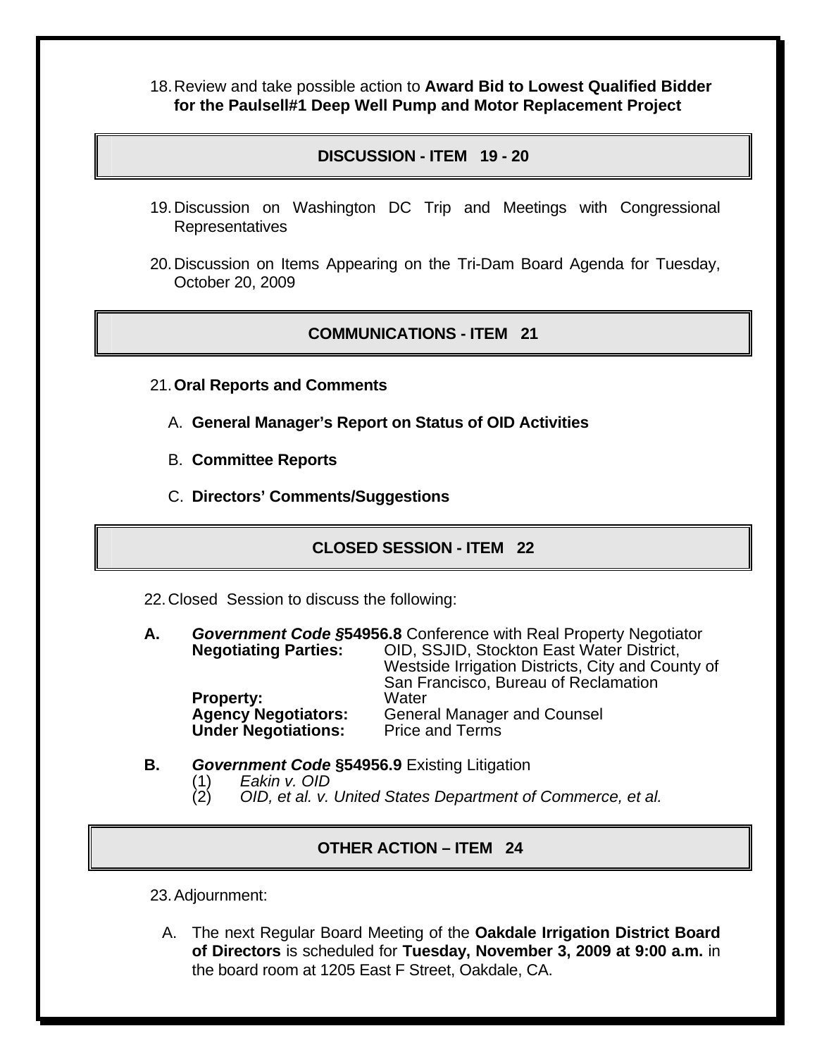18. Review and take possible action to **Award Bid to Lowest Qualified Bidder for the Paulsell#1 Deep Well Pump and Motor Replacement Project**

## DISCUSSION - ITEM 19 - 20

19. Discussion on Washington DC Trip and Meetings with Congressional Representatives

20. Discussion on Items Appearing on the Tri-Dam Board Agenda for Tuesday, October 20, 2009

## COMMUNICATIONS - ITEM 21

21. **Oral Reports and Comments**

    A. **General Manager's Report on Status of OID Activities**

    B. **Committee Reports**

    C. **Directors' Comments/Suggestions**

## CLOSED SESSION - ITEM 22

22. Closed Session to discuss the following:

**A.** ***Government Code §*54956.8** Conference with Real Property Negotiator

| | |
|---|---|
| **Negotiating Parties:** | OID, SSJID, Stockton East Water District, Westside Irrigation Districts, City and County of San Francisco, Bureau of Reclamation |
| **Property:** | Water |
| **Agency Negotiators:** | General Manager and Counsel |
| **Under Negotiations:** | Price and Terms |

**B.** ***Government Code* §54956.9** Existing Litigation

(1) *Eakin v. OID*

(2) *OID, et al. v. United States Department of Commerce, et al.*

## OTHER ACTION – ITEM 24

23. Adjournment:

    A. The next Regular Board Meeting of the **Oakdale Irrigation District Board of Directors** is scheduled for **Tuesday, November 3, 2009 at 9:00 a.m.** in the board room at 1205 East F Street, Oakdale, CA.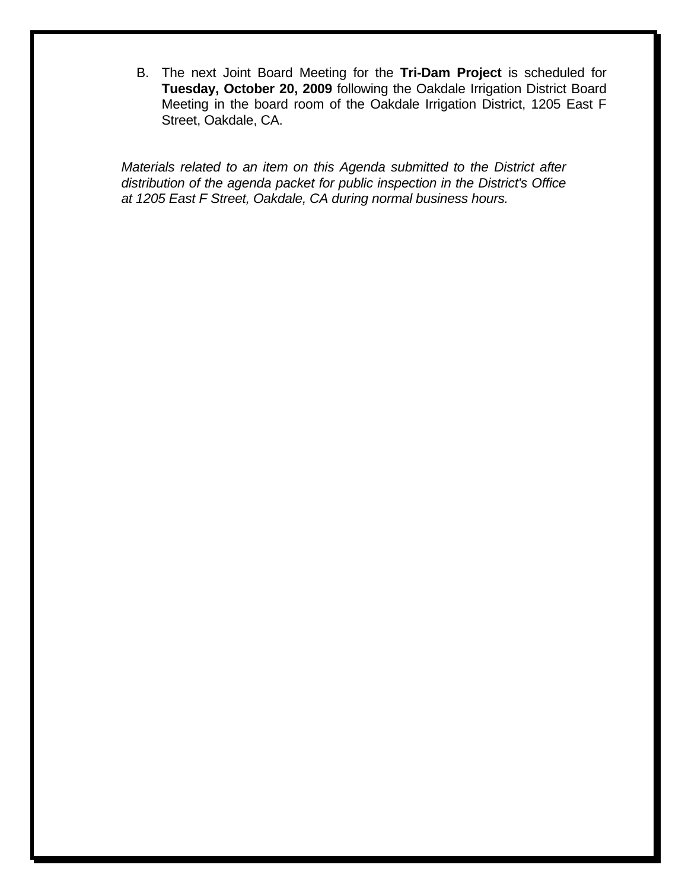B. The next Joint Board Meeting for the **Tri-Dam Project** is scheduled for **Tuesday, October 20, 2009** following the Oakdale Irrigation District Board Meeting in the board room of the Oakdale Irrigation District, 1205 East F Street, Oakdale, CA.

*Materials related to an item on this Agenda submitted to the District after distribution of the agenda packet for public inspection in the District's Office at 1205 East F Street, Oakdale, CA during normal business hours.*